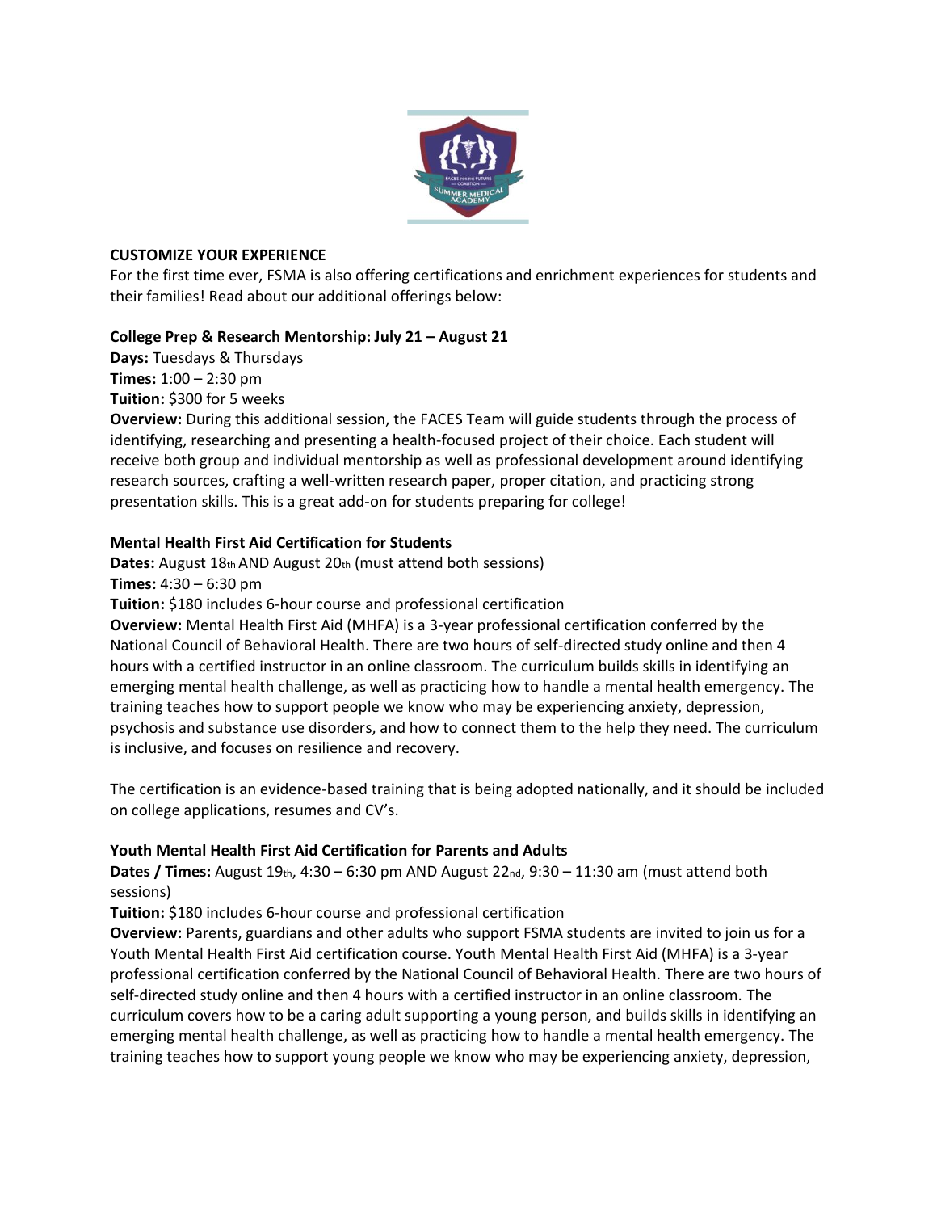## CUSTOMIZE YOUR EXPERIENCE

For the first time ever, FSMA is also offering certifications and enrichment experiences for students and their families! Read about our additional offerings below:

### College Prep & Research Mentorship: July 21 – August 21

**Days:** Tuesdays & Thursdays
**Times:** 1:00 – 2:30 pm
**Tuition:** $300 for 5 weeks
**Overview:** During this additional session, the FACES Team will guide students through the process of identifying, researching and presenting a health-focused project of their choice. Each student will receive both group and individual mentorship as well as professional development around identifying research sources, crafting a well-written research paper, proper citation, and practicing strong presentation skills. This is a great add-on for students preparing for college!

### Mental Health First Aid Certification for Students

**Dates:** August 18th AND August 20th (must attend both sessions)
**Times:** 4:30 – 6:30 pm
**Tuition:** $180 includes 6-hour course and professional certification
**Overview:** Mental Health First Aid (MHFA) is a 3-year professional certification conferred by the National Council of Behavioral Health. There are two hours of self-directed study online and then 4 hours with a certified instructor in an online classroom. The curriculum builds skills in identifying an emerging mental health challenge, as well as practicing how to handle a mental health emergency. The training teaches how to support people we know who may be experiencing anxiety, depression, psychosis and substance use disorders, and how to connect them to the help they need. The curriculum is inclusive, and focuses on resilience and recovery.

The certification is an evidence-based training that is being adopted nationally, and it should be included on college applications, resumes and CV's.

### Youth Mental Health First Aid Certification for Parents and Adults

**Dates / Times:** August 19th, 4:30 – 6:30 pm AND August 22nd, 9:30 – 11:30 am (must attend both sessions)
**Tuition:** $180 includes 6-hour course and professional certification
**Overview:** Parents, guardians and other adults who support FSMA students are invited to join us for a Youth Mental Health First Aid certification course. Youth Mental Health First Aid (MHFA) is a 3-year professional certification conferred by the National Council of Behavioral Health. There are two hours of self-directed study online and then 4 hours with a certified instructor in an online classroom. The curriculum covers how to be a caring adult supporting a young person, and builds skills in identifying an emerging mental health challenge, as well as practicing how to handle a mental health emergency. The training teaches how to support young people we know who may be experiencing anxiety, depression,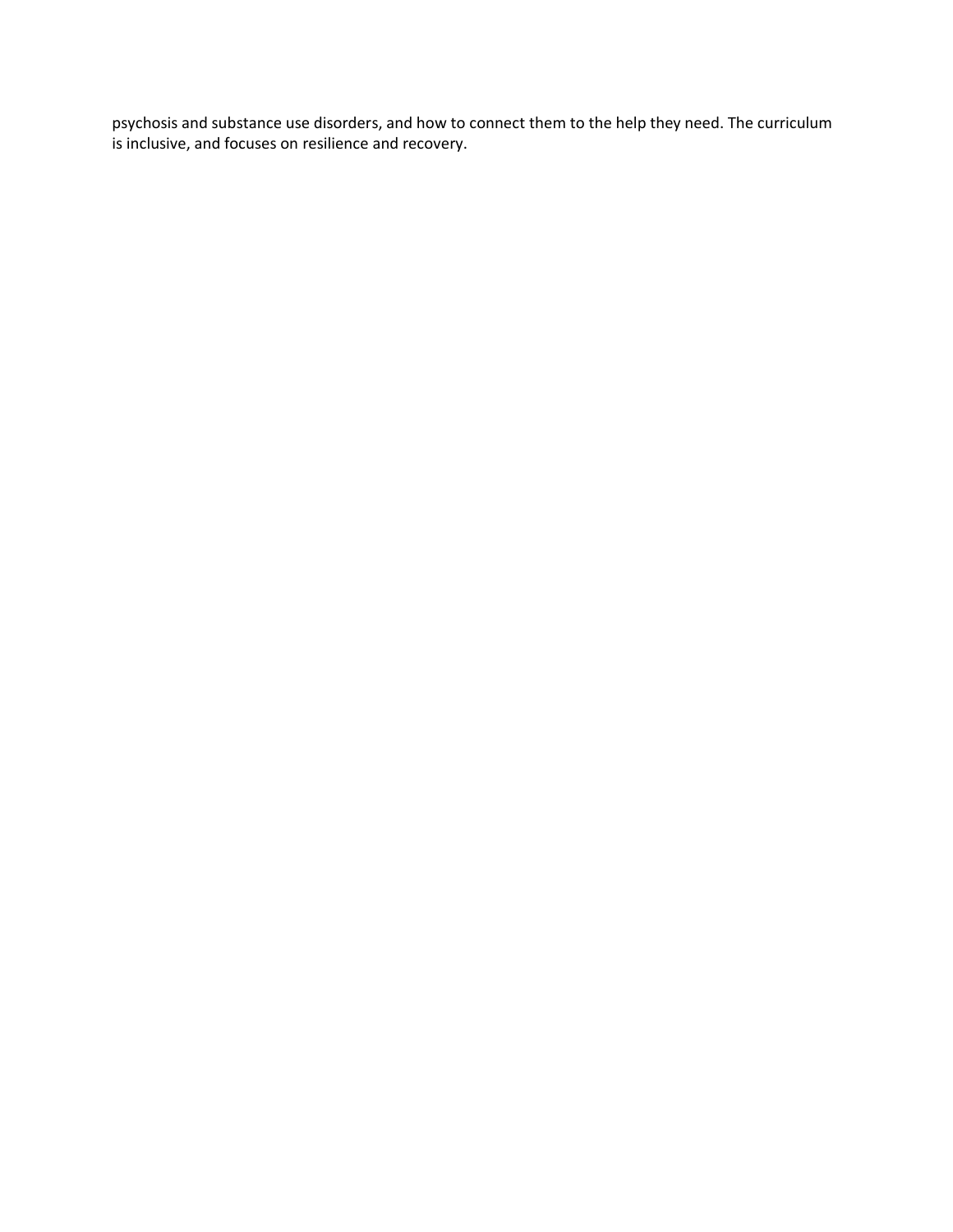psychosis and substance use disorders, and how to connect them to the help they need. The curriculum is inclusive, and focuses on resilience and recovery.